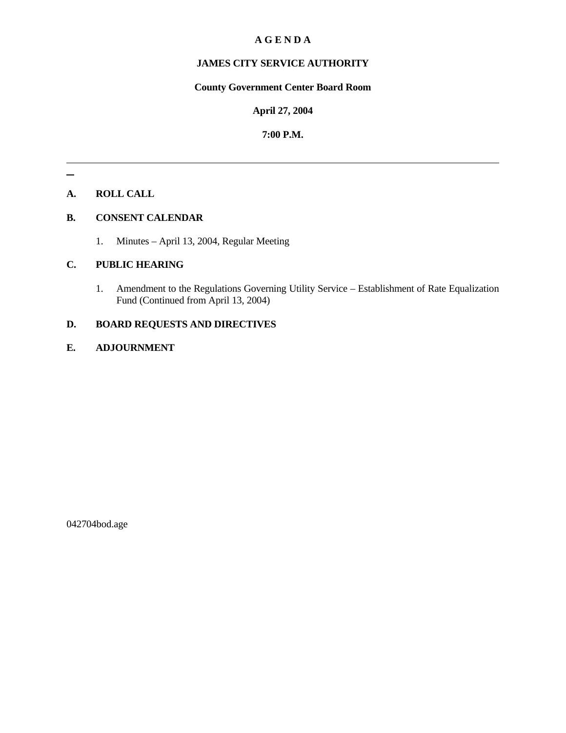# A G E N D A

## JAMES CITY SERVICE AUTHORITY

**County Government Center Board Room**

**April 27, 2004**

**7:00 P.M.**

---

**A. ROLL CALL**

**B. CONSENT CALENDAR**

1. Minutes – April 13, 2004, Regular Meeting

**C. PUBLIC HEARING**

1. Amendment to the Regulations Governing Utility Service – Establishment of Rate Equalization Fund (Continued from April 13, 2004)

**D. BOARD REQUESTS AND DIRECTIVES**

**E. ADJOURNMENT**

042704bod.age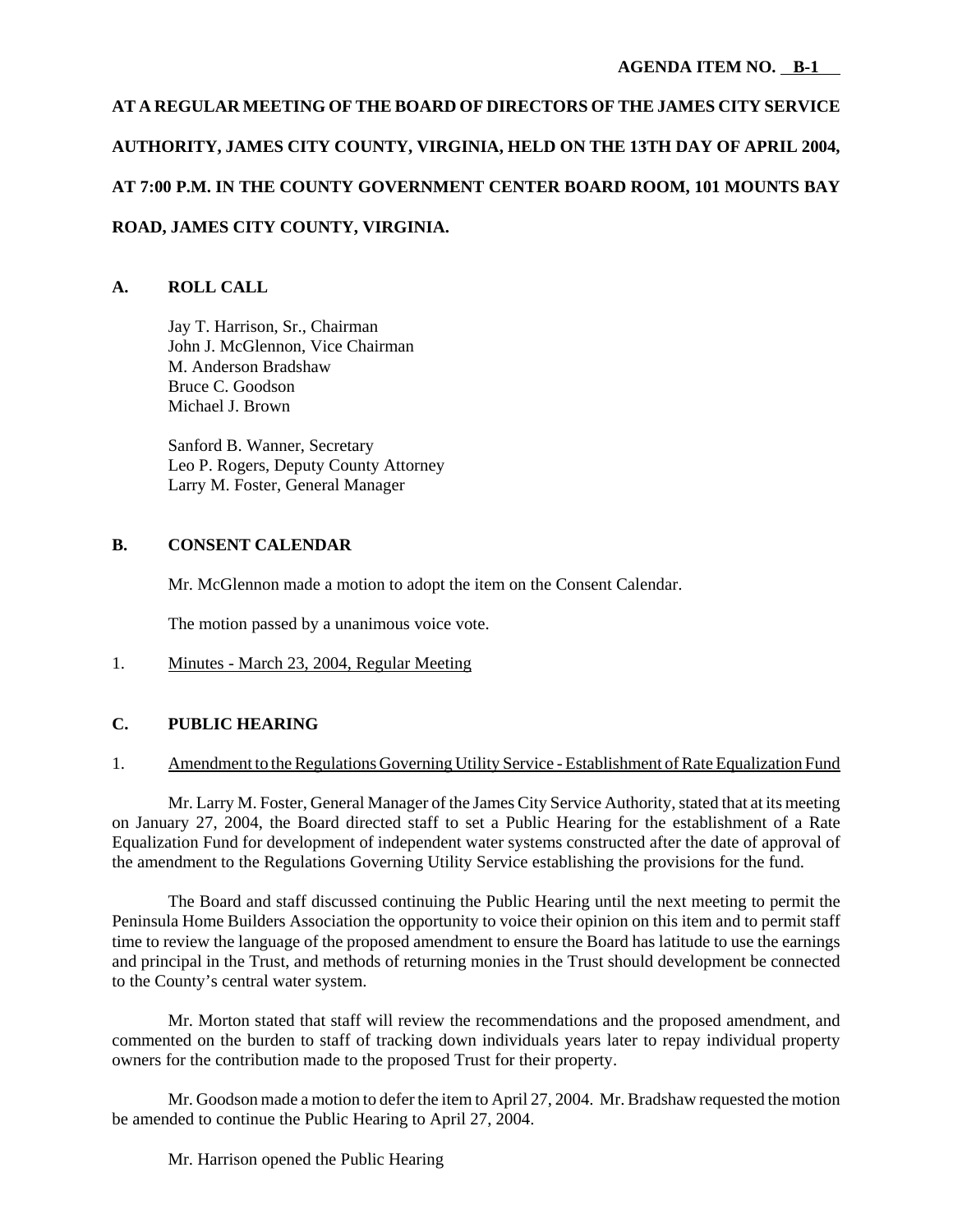**AGENDA ITEM NO. B-1**

**AT A REGULAR MEETING OF THE BOARD OF DIRECTORS OF THE JAMES CITY SERVICE AUTHORITY, JAMES CITY COUNTY, VIRGINIA, HELD ON THE 13TH DAY OF APRIL 2004, AT 7:00 P.M. IN THE COUNTY GOVERNMENT CENTER BOARD ROOM, 101 MOUNTS BAY ROAD, JAMES CITY COUNTY, VIRGINIA.**

## A. ROLL CALL

Jay T. Harrison, Sr., Chairman
John J. McGlennon, Vice Chairman
M. Anderson Bradshaw
Bruce C. Goodson
Michael J. Brown

Sanford B. Wanner, Secretary
Leo P. Rogers, Deputy County Attorney
Larry M. Foster, General Manager

## B. CONSENT CALENDAR

Mr. McGlennon made a motion to adopt the item on the Consent Calendar.

The motion passed by a unanimous voice vote.

1. Minutes - March 23, 2004, Regular Meeting

## C. PUBLIC HEARING

1. Amendment to the Regulations Governing Utility Service - Establishment of Rate Equalization Fund

Mr. Larry M. Foster, General Manager of the James City Service Authority, stated that at its meeting on January 27, 2004, the Board directed staff to set a Public Hearing for the establishment of a Rate Equalization Fund for development of independent water systems constructed after the date of approval of the amendment to the Regulations Governing Utility Service establishing the provisions for the fund.

The Board and staff discussed continuing the Public Hearing until the next meeting to permit the Peninsula Home Builders Association the opportunity to voice their opinion on this item and to permit staff time to review the language of the proposed amendment to ensure the Board has latitude to use the earnings and principal in the Trust, and methods of returning monies in the Trust should development be connected to the County's central water system.

Mr. Morton stated that staff will review the recommendations and the proposed amendment, and commented on the burden to staff of tracking down individuals years later to repay individual property owners for the contribution made to the proposed Trust for their property.

Mr. Goodson made a motion to defer the item to April 27, 2004. Mr. Bradshaw requested the motion be amended to continue the Public Hearing to April 27, 2004.

Mr. Harrison opened the Public Hearing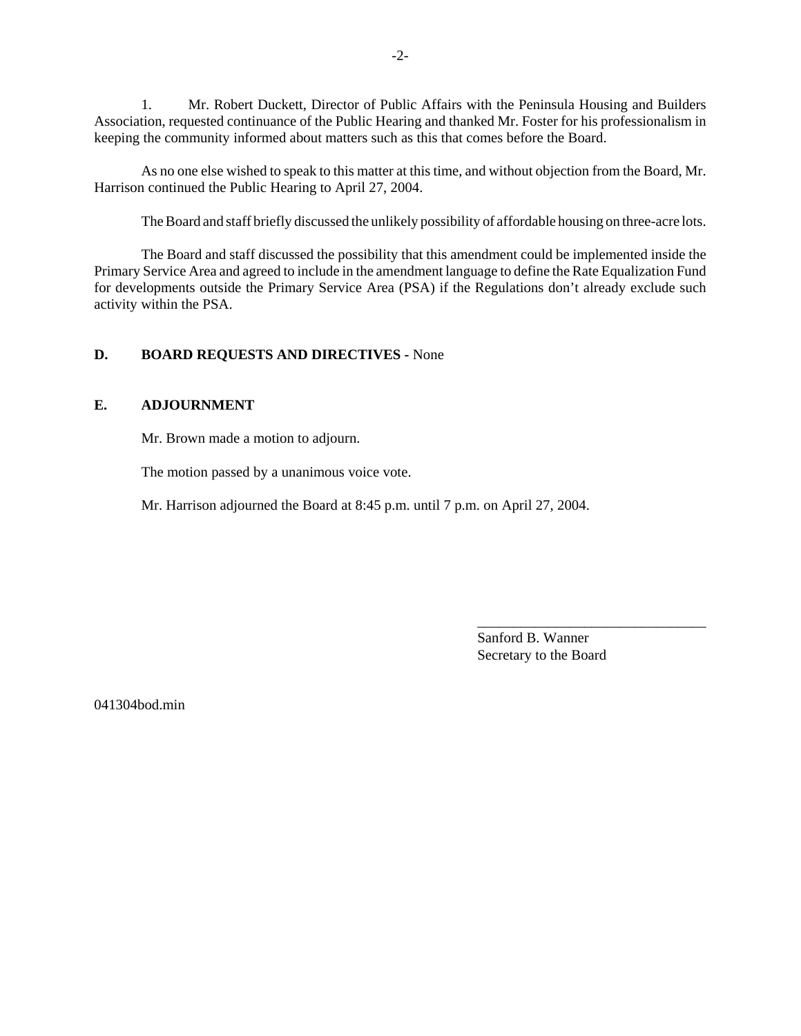1. Mr. Robert Duckett, Director of Public Affairs with the Peninsula Housing and Builders Association, requested continuance of the Public Hearing and thanked Mr. Foster for his professionalism in keeping the community informed about matters such as this that comes before the Board.

As no one else wished to speak to this matter at this time, and without objection from the Board, Mr. Harrison continued the Public Hearing to April 27, 2004.

The Board and staff briefly discussed the unlikely possibility of affordable housing on three-acre lots.

The Board and staff discussed the possibility that this amendment could be implemented inside the Primary Service Area and agreed to include in the amendment language to define the Rate Equalization Fund for developments outside the Primary Service Area (PSA) if the Regulations don't already exclude such activity within the PSA.

**D. BOARD REQUESTS AND DIRECTIVES** - None

**E. ADJOURNMENT**

Mr. Brown made a motion to adjourn.

The motion passed by a unanimous voice vote.

Mr. Harrison adjourned the Board at 8:45 p.m. until 7 p.m. on April 27, 2004.

\_\_\_\_\_\_\_\_\_\_\_\_\_\_\_\_\_\_\_\_\_\_\_\_\_\_\_\_\_\_\_\_

Sanford B. Wanner
Secretary to the Board

041304bod.min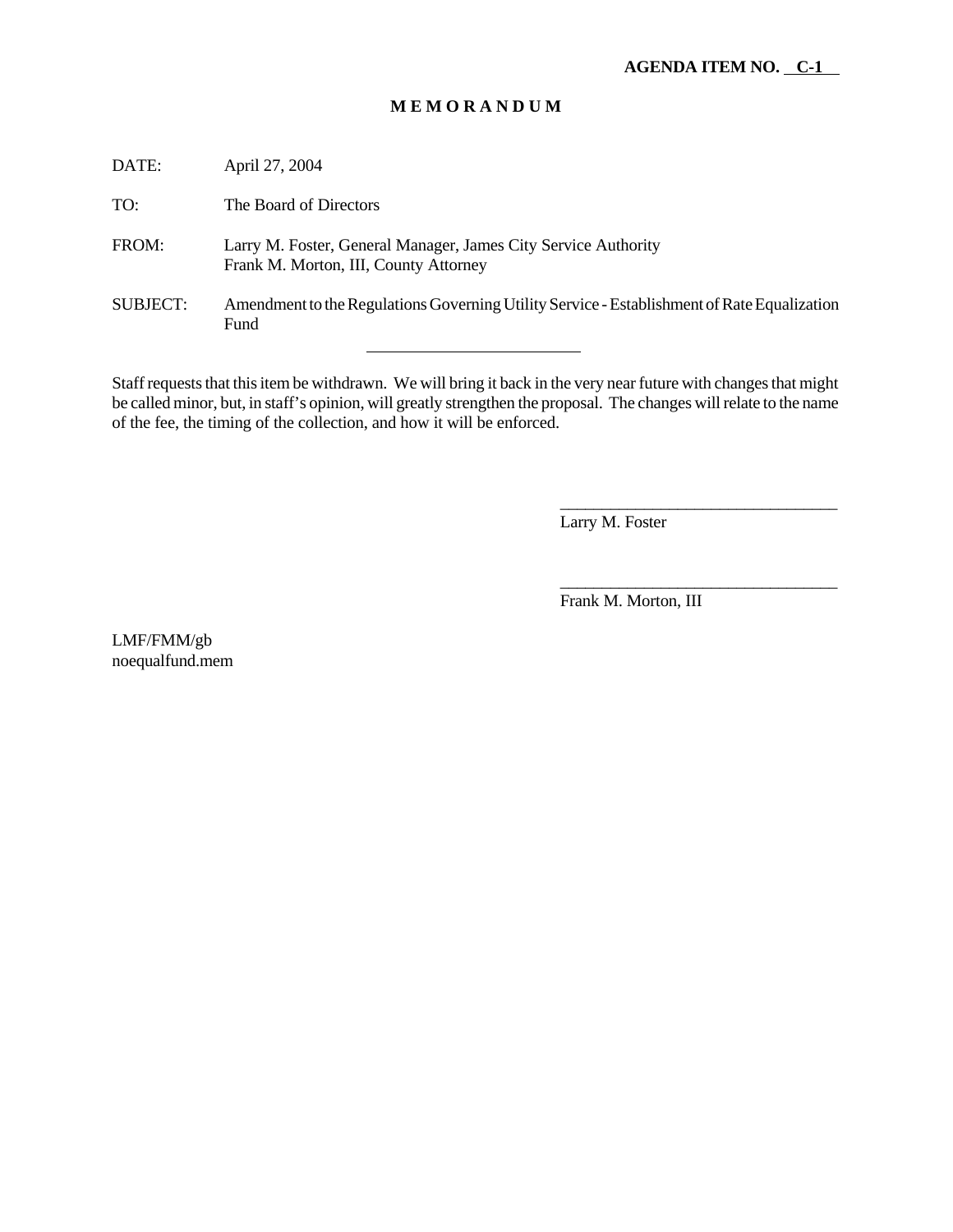**AGENDA ITEM NO. C-1**

# M E M O R A N D U M

DATE: April 27, 2004

TO: The Board of Directors

FROM: Larry M. Foster, General Manager, James City Service Authority
Frank M. Morton, III, County Attorney

SUBJECT: Amendment to the Regulations Governing Utility Service - Establishment of Rate Equalization Fund

---

Staff requests that this item be withdrawn. We will bring it back in the very near future with changes that might be called minor, but, in staff's opinion, will greatly strengthen the proposal. The changes will relate to the name of the fee, the timing of the collection, and how it will be enforced.

_________________________________
Larry M. Foster

_________________________________
Frank M. Morton, III

LMF/FMM/gb
noequalfund.mem